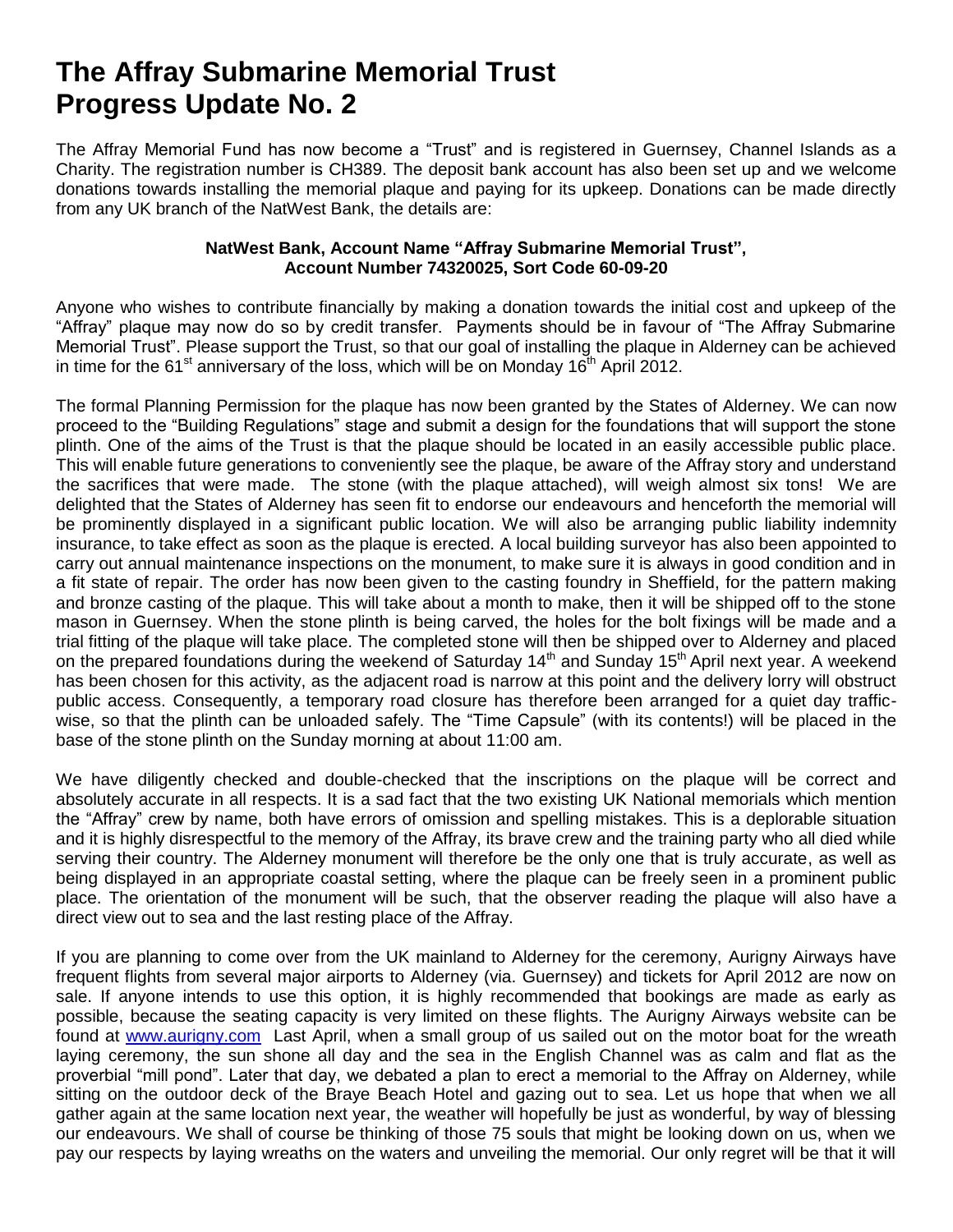# The Affray Submarine Memorial Trust
# Progress Update No. 2

The Affray Memorial Fund has now become a "Trust" and is registered in Guernsey, Channel Islands as a Charity. The registration number is CH389. The deposit bank account has also been set up and we welcome donations towards installing the memorial plaque and paying for its upkeep. Donations can be made directly from any UK branch of the NatWest Bank, the details are:

**NatWest Bank, Account Name "Affray Submarine Memorial Trust", Account Number 74320025, Sort Code 60-09-20**

Anyone who wishes to contribute financially by making a donation towards the initial cost and upkeep of the "Affray" plaque may now do so by credit transfer. Payments should be in favour of "The Affray Submarine Memorial Trust". Please support the Trust, so that our goal of installing the plaque in Alderney can be achieved in time for the 61st anniversary of the loss, which will be on Monday 16th April 2012.

The formal Planning Permission for the plaque has now been granted by the States of Alderney. We can now proceed to the "Building Regulations" stage and submit a design for the foundations that will support the stone plinth. One of the aims of the Trust is that the plaque should be located in an easily accessible public place. This will enable future generations to conveniently see the plaque, be aware of the Affray story and understand the sacrifices that were made. The stone (with the plaque attached), will weigh almost six tons! We are delighted that the States of Alderney has seen fit to endorse our endeavours and henceforth the memorial will be prominently displayed in a significant public location. We will also be arranging public liability indemnity insurance, to take effect as soon as the plaque is erected. A local building surveyor has also been appointed to carry out annual maintenance inspections on the monument, to make sure it is always in good condition and in a fit state of repair. The order has now been given to the casting foundry in Sheffield, for the pattern making and bronze casting of the plaque. This will take about a month to make, then it will be shipped off to the stone mason in Guernsey. When the stone plinth is being carved, the holes for the bolt fixings will be made and a trial fitting of the plaque will take place. The completed stone will then be shipped over to Alderney and placed on the prepared foundations during the weekend of Saturday 14th and Sunday 15th April next year. A weekend has been chosen for this activity, as the adjacent road is narrow at this point and the delivery lorry will obstruct public access. Consequently, a temporary road closure has therefore been arranged for a quiet day traffic-wise, so that the plinth can be unloaded safely. The "Time Capsule" (with its contents!) will be placed in the base of the stone plinth on the Sunday morning at about 11:00 am.

We have diligently checked and double-checked that the inscriptions on the plaque will be correct and absolutely accurate in all respects. It is a sad fact that the two existing UK National memorials which mention the "Affray" crew by name, both have errors of omission and spelling mistakes. This is a deplorable situation and it is highly disrespectful to the memory of the Affray, its brave crew and the training party who all died while serving their country. The Alderney monument will therefore be the only one that is truly accurate, as well as being displayed in an appropriate coastal setting, where the plaque can be freely seen in a prominent public place. The orientation of the monument will be such, that the observer reading the plaque will also have a direct view out to sea and the last resting place of the Affray.

If you are planning to come over from the UK mainland to Alderney for the ceremony, Aurigny Airways have frequent flights from several major airports to Alderney (via. Guernsey) and tickets for April 2012 are now on sale. If anyone intends to use this option, it is highly recommended that bookings are made as early as possible, because the seating capacity is very limited on these flights. The Aurigny Airways website can be found at www.aurigny.com Last April, when a small group of us sailed out on the motor boat for the wreath laying ceremony, the sun shone all day and the sea in the English Channel was as calm and flat as the proverbial "mill pond". Later that day, we debated a plan to erect a memorial to the Affray on Alderney, while sitting on the outdoor deck of the Braye Beach Hotel and gazing out to sea. Let us hope that when we all gather again at the same location next year, the weather will hopefully be just as wonderful, by way of blessing our endeavours. We shall of course be thinking of those 75 souls that might be looking down on us, when we pay our respects by laying wreaths on the waters and unveiling the memorial. Our only regret will be that it will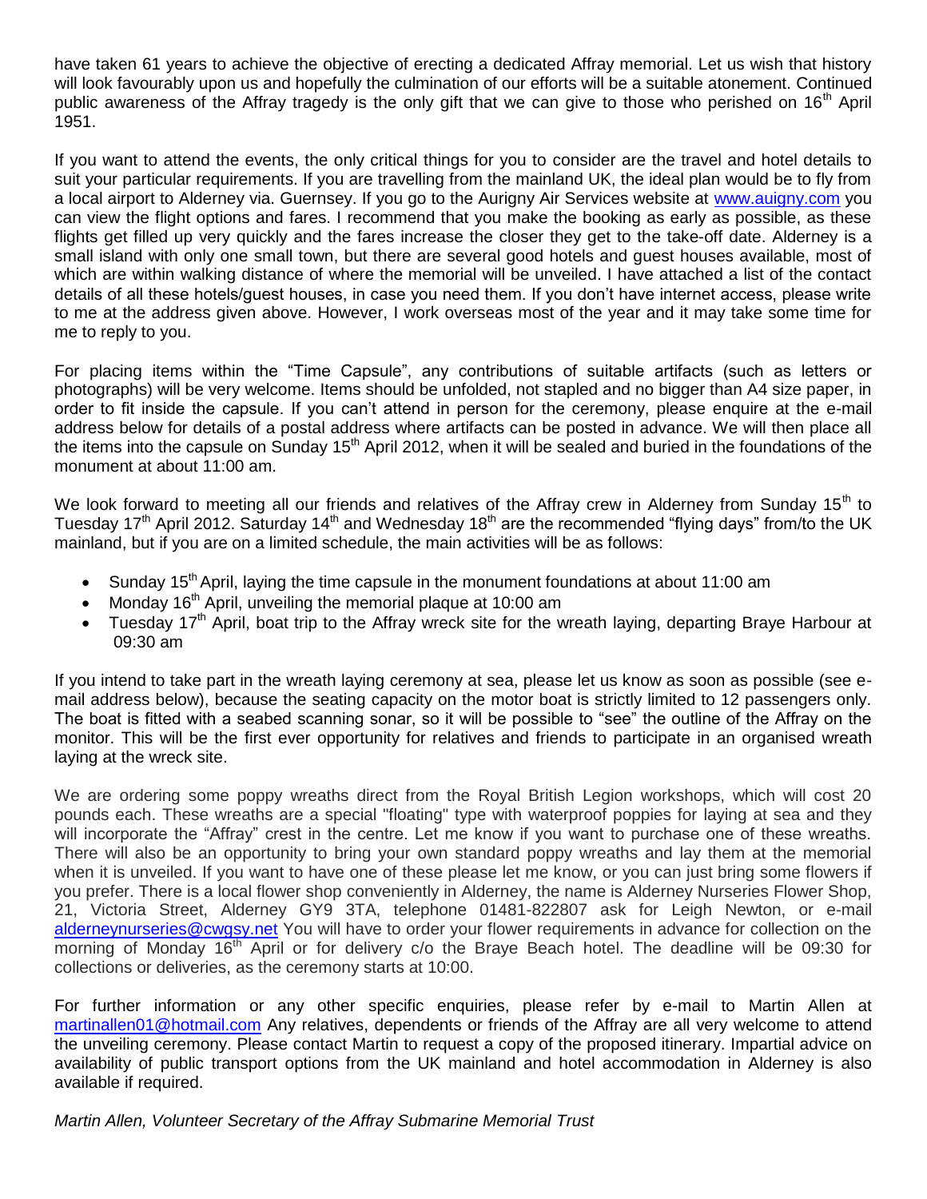have taken 61 years to achieve the objective of erecting a dedicated Affray memorial. Let us wish that history will look favourably upon us and hopefully the culmination of our efforts will be a suitable atonement. Continued public awareness of the Affray tragedy is the only gift that we can give to those who perished on 16th April 1951.

If you want to attend the events, the only critical things for you to consider are the travel and hotel details to suit your particular requirements. If you are travelling from the mainland UK, the ideal plan would be to fly from a local airport to Alderney via. Guernsey. If you go to the Aurigny Air Services website at www.auigny.com you can view the flight options and fares. I recommend that you make the booking as early as possible, as these flights get filled up very quickly and the fares increase the closer they get to the take-off date. Alderney is a small island with only one small town, but there are several good hotels and guest houses available, most of which are within walking distance of where the memorial will be unveiled. I have attached a list of the contact details of all these hotels/guest houses, in case you need them. If you don't have internet access, please write to me at the address given above. However, I work overseas most of the year and it may take some time for me to reply to you.

For placing items within the "Time Capsule", any contributions of suitable artifacts (such as letters or photographs) will be very welcome. Items should be unfolded, not stapled and no bigger than A4 size paper, in order to fit inside the capsule. If you can't attend in person for the ceremony, please enquire at the e-mail address below for details of a postal address where artifacts can be posted in advance. We will then place all the items into the capsule on Sunday 15th April 2012, when it will be sealed and buried in the foundations of the monument at about 11:00 am.

We look forward to meeting all our friends and relatives of the Affray crew in Alderney from Sunday 15th to Tuesday 17th April 2012. Saturday 14th and Wednesday 18th are the recommended "flying days" from/to the UK mainland, but if you are on a limited schedule, the main activities will be as follows:

- Sunday 15th April, laying the time capsule in the monument foundations at about 11:00 am
- Monday 16th April, unveiling the memorial plaque at 10:00 am
- Tuesday 17th April, boat trip to the Affray wreck site for the wreath laying, departing Braye Harbour at 09:30 am

If you intend to take part in the wreath laying ceremony at sea, please let us know as soon as possible (see e-mail address below), because the seating capacity on the motor boat is strictly limited to 12 passengers only. The boat is fitted with a seabed scanning sonar, so it will be possible to "see" the outline of the Affray on the monitor. This will be the first ever opportunity for relatives and friends to participate in an organised wreath laying at the wreck site.

We are ordering some poppy wreaths direct from the Royal British Legion workshops, which will cost 20 pounds each. These wreaths are a special "floating" type with waterproof poppies for laying at sea and they will incorporate the "Affray" crest in the centre. Let me know if you want to purchase one of these wreaths. There will also be an opportunity to bring your own standard poppy wreaths and lay them at the memorial when it is unveiled. If you want to have one of these please let me know, or you can just bring some flowers if you prefer. There is a local flower shop conveniently in Alderney, the name is Alderney Nurseries Flower Shop, 21, Victoria Street, Alderney GY9 3TA, telephone 01481-822807 ask for Leigh Newton, or e-mail alderneynurseries@cwgsy.net You will have to order your flower requirements in advance for collection on the morning of Monday 16th April or for delivery c/o the Braye Beach hotel. The deadline will be 09:30 for collections or deliveries, as the ceremony starts at 10:00.

For further information or any other specific enquiries, please refer by e-mail to Martin Allen at martinallen01@hotmail.com Any relatives, dependents or friends of the Affray are all very welcome to attend the unveiling ceremony. Please contact Martin to request a copy of the proposed itinerary. Impartial advice on availability of public transport options from the UK mainland and hotel accommodation in Alderney is also available if required.

*Martin Allen, Volunteer Secretary of the Affray Submarine Memorial Trust*